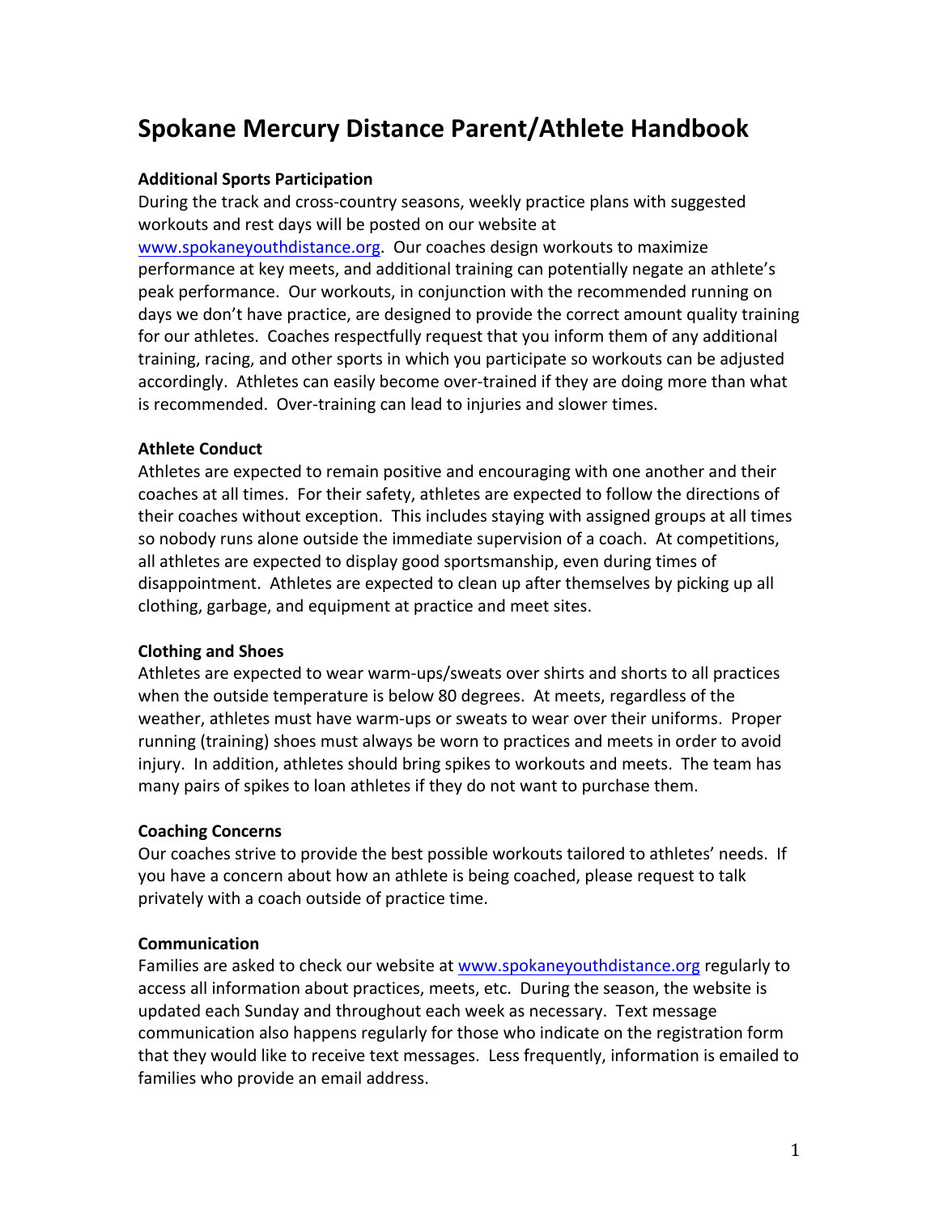# Spokane Mercury Distance Parent/Athlete Handbook

**Additional Sports Participation**

During the track and cross-country seasons, weekly practice plans with suggested workouts and rest days will be posted on our website at www.spokaneyouthdistance.org. Our coaches design workouts to maximize performance at key meets, and additional training can potentially negate an athlete's peak performance. Our workouts, in conjunction with the recommended running on days we don't have practice, are designed to provide the correct amount quality training for our athletes. Coaches respectfully request that you inform them of any additional training, racing, and other sports in which you participate so workouts can be adjusted accordingly. Athletes can easily become over-trained if they are doing more than what is recommended. Over-training can lead to injuries and slower times.

**Athlete Conduct**

Athletes are expected to remain positive and encouraging with one another and their coaches at all times. For their safety, athletes are expected to follow the directions of their coaches without exception. This includes staying with assigned groups at all times so nobody runs alone outside the immediate supervision of a coach. At competitions, all athletes are expected to display good sportsmanship, even during times of disappointment. Athletes are expected to clean up after themselves by picking up all clothing, garbage, and equipment at practice and meet sites.

**Clothing and Shoes**

Athletes are expected to wear warm-ups/sweats over shirts and shorts to all practices when the outside temperature is below 80 degrees. At meets, regardless of the weather, athletes must have warm-ups or sweats to wear over their uniforms. Proper running (training) shoes must always be worn to practices and meets in order to avoid injury. In addition, athletes should bring spikes to workouts and meets. The team has many pairs of spikes to loan athletes if they do not want to purchase them.

**Coaching Concerns**

Our coaches strive to provide the best possible workouts tailored to athletes' needs. If you have a concern about how an athlete is being coached, please request to talk privately with a coach outside of practice time.

**Communication**

Families are asked to check our website at www.spokaneyouthdistance.org regularly to access all information about practices, meets, etc. During the season, the website is updated each Sunday and throughout each week as necessary. Text message communication also happens regularly for those who indicate on the registration form that they would like to receive text messages. Less frequently, information is emailed to families who provide an email address.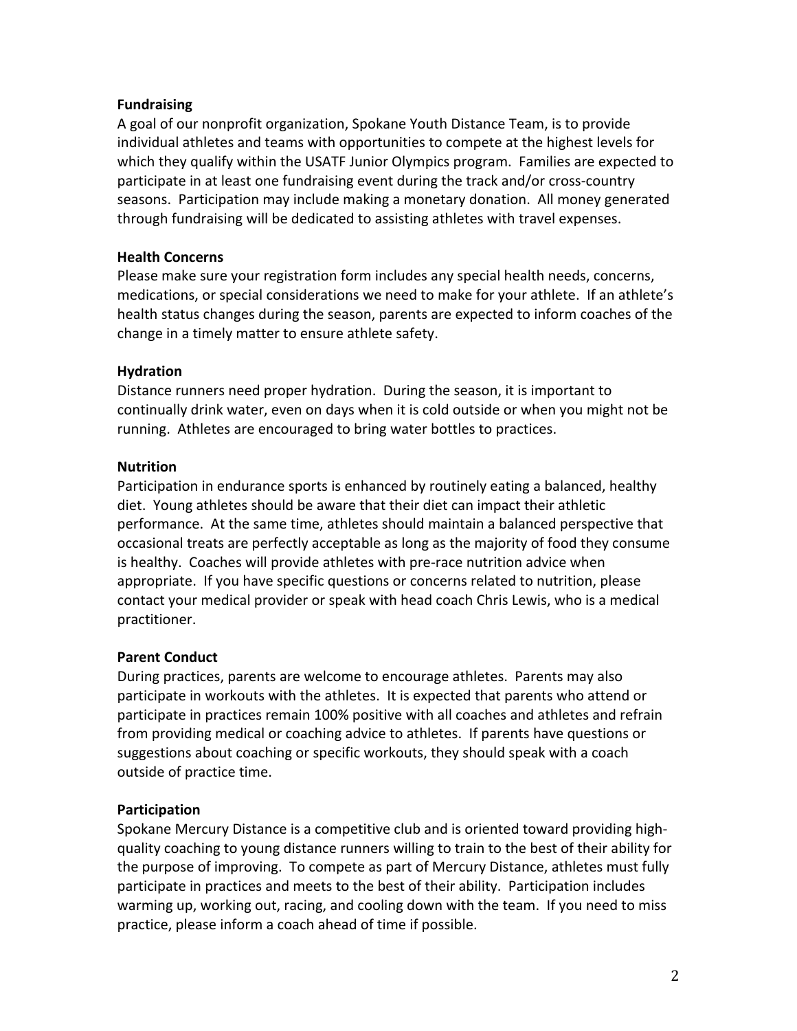**Fundraising**

A goal of our nonprofit organization, Spokane Youth Distance Team, is to provide individual athletes and teams with opportunities to compete at the highest levels for which they qualify within the USATF Junior Olympics program. Families are expected to participate in at least one fundraising event during the track and/or cross-country seasons. Participation may include making a monetary donation. All money generated through fundraising will be dedicated to assisting athletes with travel expenses.

**Health Concerns**

Please make sure your registration form includes any special health needs, concerns, medications, or special considerations we need to make for your athlete. If an athlete's health status changes during the season, parents are expected to inform coaches of the change in a timely matter to ensure athlete safety.

**Hydration**

Distance runners need proper hydration. During the season, it is important to continually drink water, even on days when it is cold outside or when you might not be running. Athletes are encouraged to bring water bottles to practices.

**Nutrition**

Participation in endurance sports is enhanced by routinely eating a balanced, healthy diet. Young athletes should be aware that their diet can impact their athletic performance. At the same time, athletes should maintain a balanced perspective that occasional treats are perfectly acceptable as long as the majority of food they consume is healthy. Coaches will provide athletes with pre-race nutrition advice when appropriate. If you have specific questions or concerns related to nutrition, please contact your medical provider or speak with head coach Chris Lewis, who is a medical practitioner.

**Parent Conduct**

During practices, parents are welcome to encourage athletes. Parents may also participate in workouts with the athletes. It is expected that parents who attend or participate in practices remain 100% positive with all coaches and athletes and refrain from providing medical or coaching advice to athletes. If parents have questions or suggestions about coaching or specific workouts, they should speak with a coach outside of practice time.

**Participation**

Spokane Mercury Distance is a competitive club and is oriented toward providing high-quality coaching to young distance runners willing to train to the best of their ability for the purpose of improving. To compete as part of Mercury Distance, athletes must fully participate in practices and meets to the best of their ability. Participation includes warming up, working out, racing, and cooling down with the team. If you need to miss practice, please inform a coach ahead of time if possible.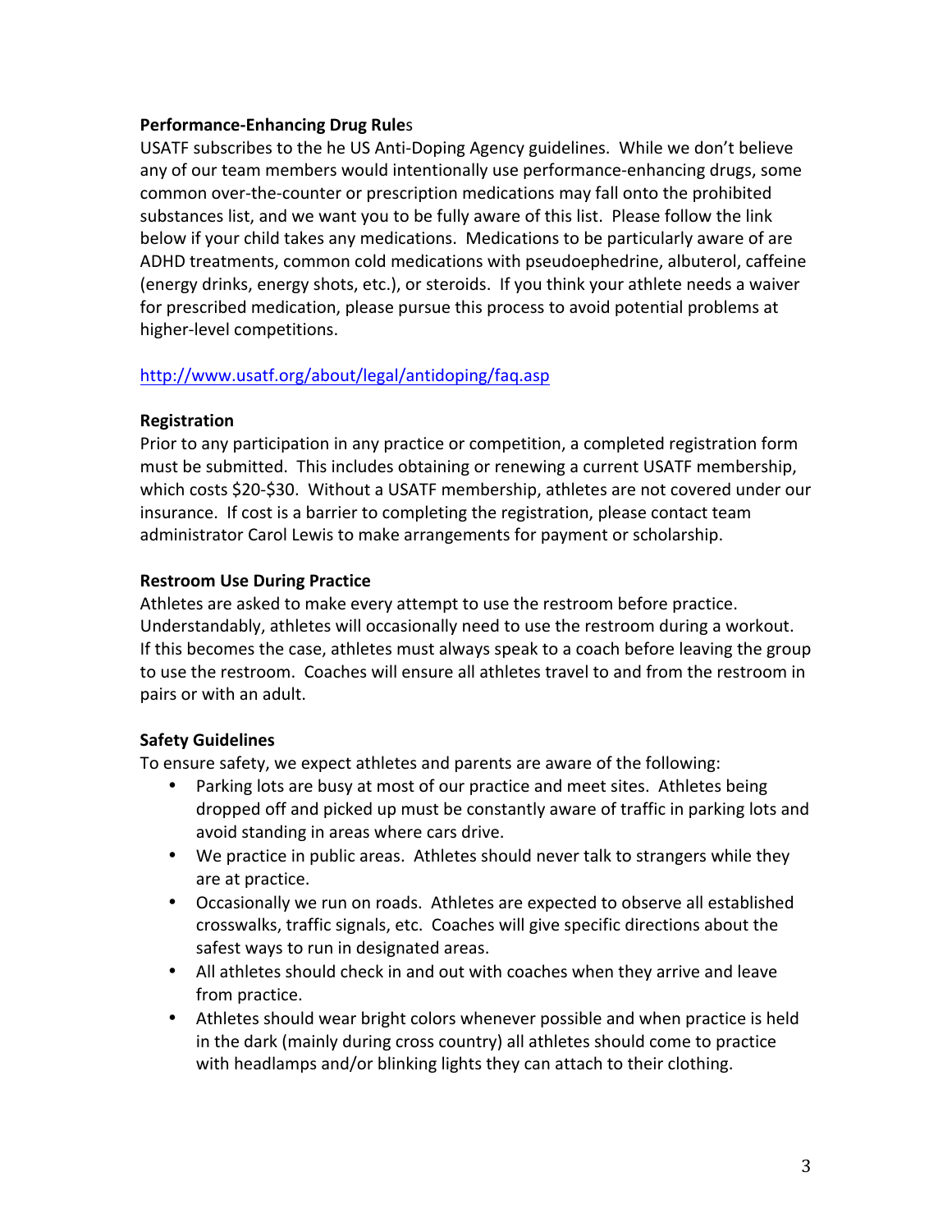**Performance-Enhancing Drug Rules**

USATF subscribes to the he US Anti-Doping Agency guidelines. While we don't believe any of our team members would intentionally use performance-enhancing drugs, some common over-the-counter or prescription medications may fall onto the prohibited substances list, and we want you to be fully aware of this list. Please follow the link below if your child takes any medications. Medications to be particularly aware of are ADHD treatments, common cold medications with pseudoephedrine, albuterol, caffeine (energy drinks, energy shots, etc.), or steroids. If you think your athlete needs a waiver for prescribed medication, please pursue this process to avoid potential problems at higher-level competitions.

http://www.usatf.org/about/legal/antidoping/faq.asp

**Registration**

Prior to any participation in any practice or competition, a completed registration form must be submitted. This includes obtaining or renewing a current USATF membership, which costs $20-$30. Without a USATF membership, athletes are not covered under our insurance. If cost is a barrier to completing the registration, please contact team administrator Carol Lewis to make arrangements for payment or scholarship.

**Restroom Use During Practice**

Athletes are asked to make every attempt to use the restroom before practice. Understandably, athletes will occasionally need to use the restroom during a workout. If this becomes the case, athletes must always speak to a coach before leaving the group to use the restroom. Coaches will ensure all athletes travel to and from the restroom in pairs or with an adult.

**Safety Guidelines**

To ensure safety, we expect athletes and parents are aware of the following:

- Parking lots are busy at most of our practice and meet sites. Athletes being dropped off and picked up must be constantly aware of traffic in parking lots and avoid standing in areas where cars drive.
- We practice in public areas. Athletes should never talk to strangers while they are at practice.
- Occasionally we run on roads. Athletes are expected to observe all established crosswalks, traffic signals, etc. Coaches will give specific directions about the safest ways to run in designated areas.
- All athletes should check in and out with coaches when they arrive and leave from practice.
- Athletes should wear bright colors whenever possible and when practice is held in the dark (mainly during cross country) all athletes should come to practice with headlamps and/or blinking lights they can attach to their clothing.